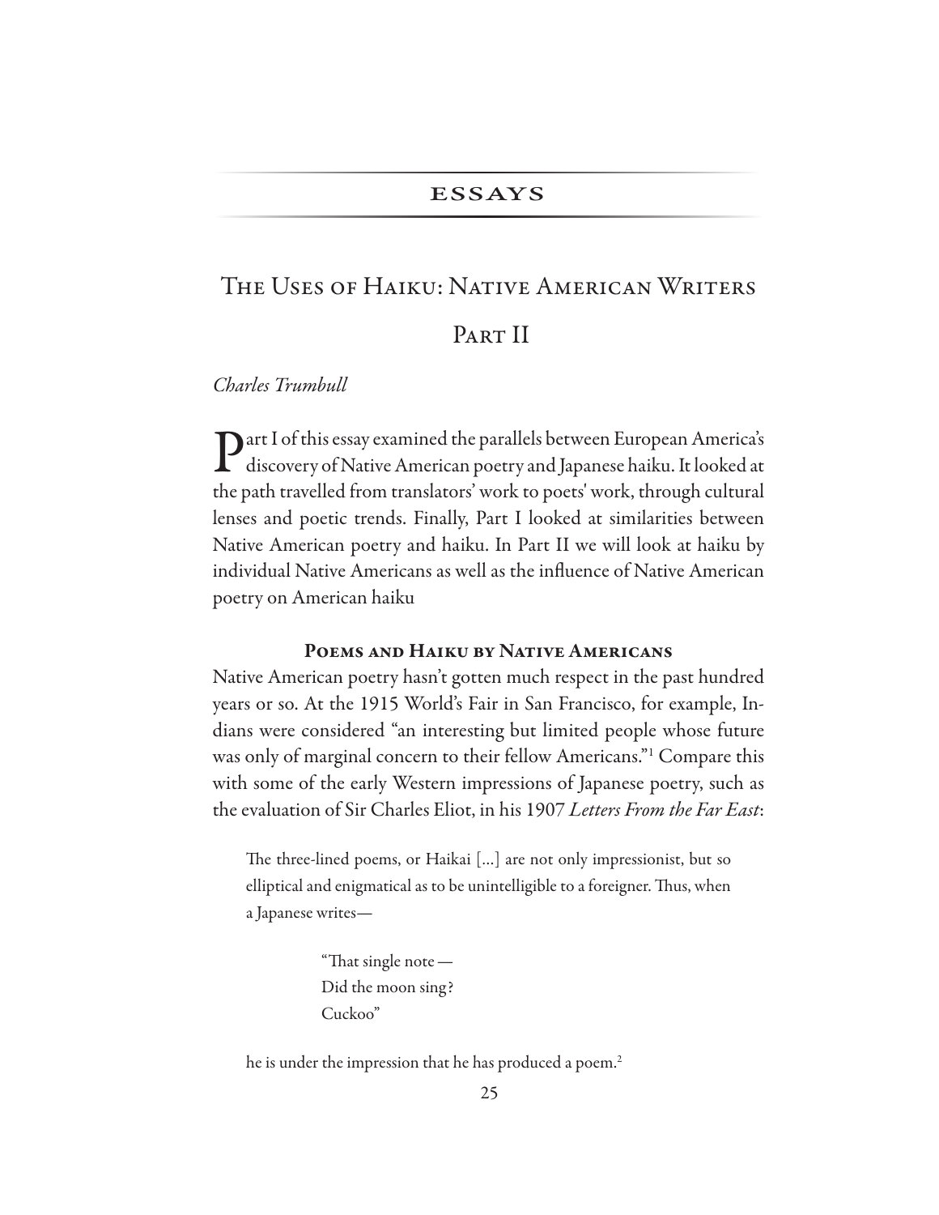## ESSAYS

# The Uses of Haiku: Native American Writers

# Part II

*Charles Trumbull*

Part I of this essay examined the parallels between European America's discovery of Native American poetry and Japanese haiku. It looked at the path travelled from translators' work to poets' work, through cultural lenses and poetic trends. Finally, Part I looked at similarities between Native American poetry and haiku. In Part II we will look at haiku by individual Native Americans as well as the influence of Native American poetry on American haiku

### Poems and Haiku by Native Americans

Native American poetry hasn't gotten much respect in the past hundred years or so. At the 1915 World's Fair in San Francisco, for example, Indians were considered "an interesting but limited people whose future was only of marginal concern to their fellow Americans."[1] Compare this with some of the early Western impressions of Japanese poetry, such as the evaluation of Sir Charles Eliot, in his 1907 *Letters From the Far East*:

> The three-lined poems, or Haikai [...] are not only impressionist, but so elliptical and enigmatical as to be unintelligible to a foreigner. Thus, when a Japanese writes—
>
> "That single note —
> Did the moon sing?
> Cuckoo"
>
> he is under the impression that he has produced a poem.[2]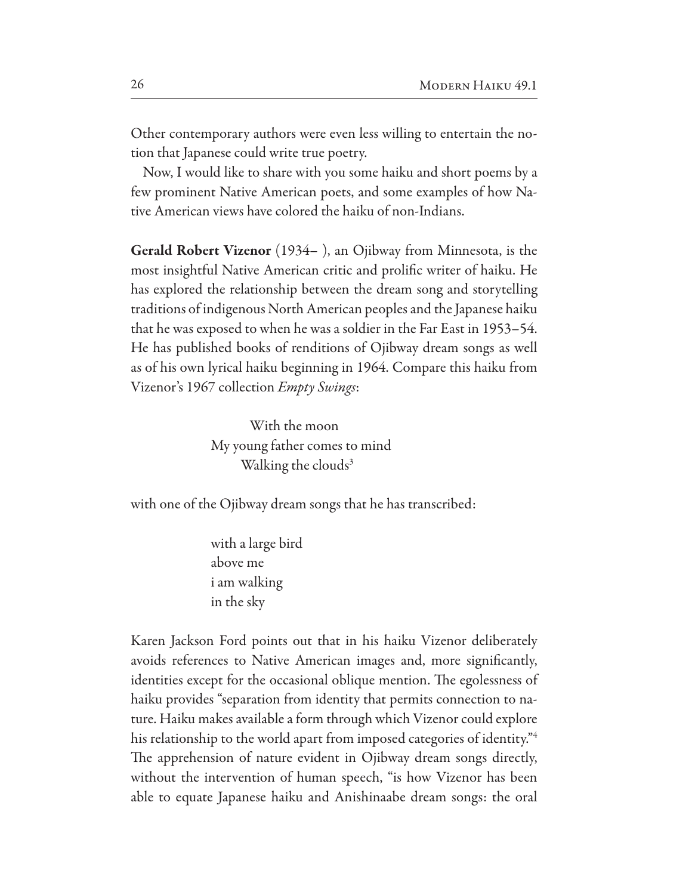Other contemporary authors were even less willing to entertain the notion that Japanese could write true poetry.

Now, I would like to share with you some haiku and short poems by a few prominent Native American poets, and some examples of how Native American views have colored the haiku of non-Indians.

**Gerald Robert Vizenor** (1934– ), an Ojibway from Minnesota, is the most insightful Native American critic and prolific writer of haiku. He has explored the relationship between the dream song and storytelling traditions of indigenous North American peoples and the Japanese haiku that he was exposed to when he was a soldier in the Far East in 1953–54. He has published books of renditions of Ojibway dream songs as well as of his own lyrical haiku beginning in 1964. Compare this haiku from Vizenor's 1967 collection *Empty Swings*:

> With the moon
> My young father comes to mind
> Walking the clouds[3]

with one of the Ojibway dream songs that he has transcribed:

> with a large bird
> above me
> i am walking
> in the sky

Karen Jackson Ford points out that in his haiku Vizenor deliberately avoids references to Native American images and, more significantly, identities except for the occasional oblique mention. The egolessness of haiku provides "separation from identity that permits connection to nature. Haiku makes available a form through which Vizenor could explore his relationship to the world apart from imposed categories of identity."[4] The apprehension of nature evident in Ojibway dream songs directly, without the intervention of human speech, "is how Vizenor has been able to equate Japanese haiku and Anishinaabe dream songs: the oral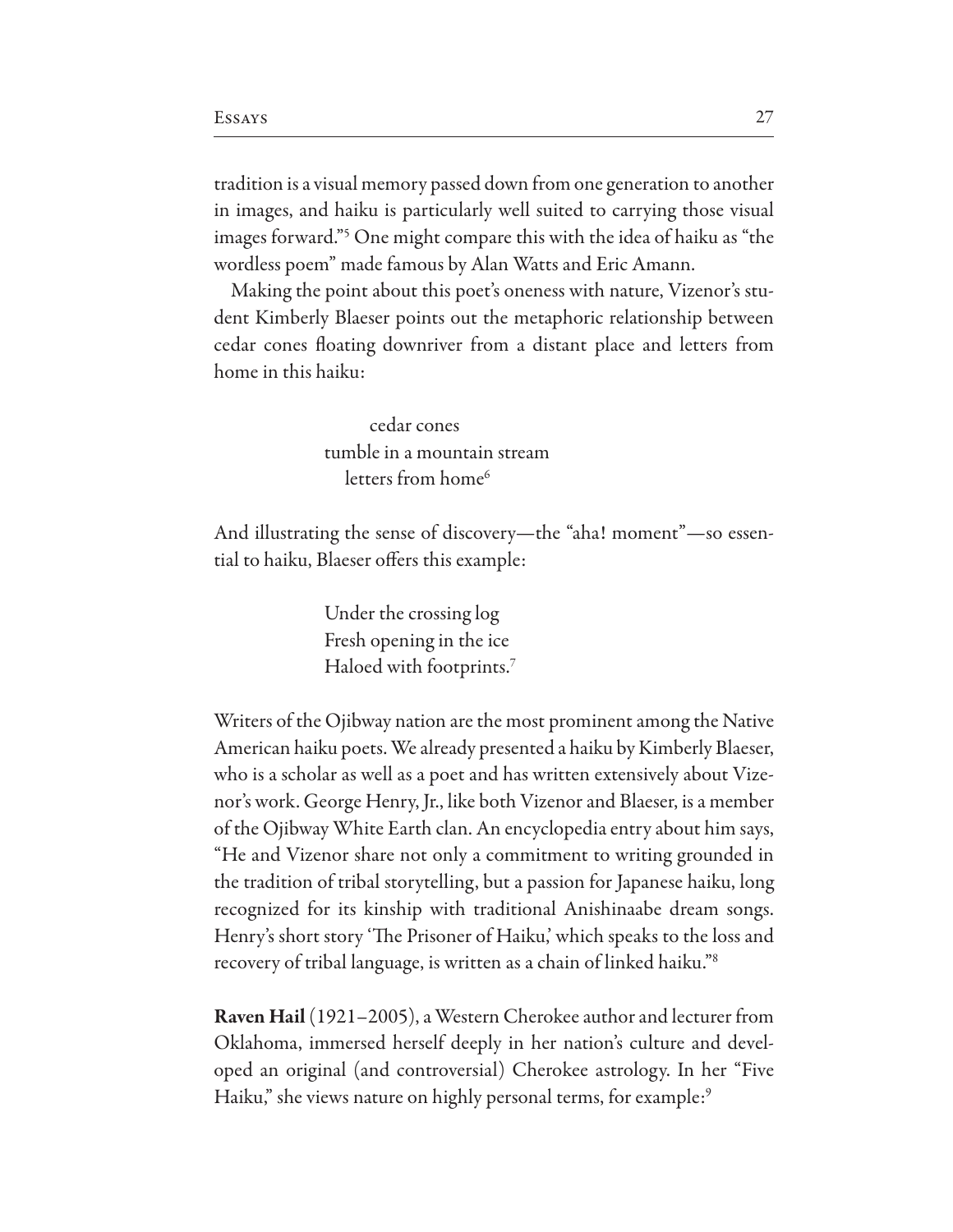tradition is a visual memory passed down from one generation to another in images, and haiku is particularly well suited to carrying those visual images forward."[5] One might compare this with the idea of haiku as "the wordless poem" made famous by Alan Watts and Eric Amann.

Making the point about this poet's oneness with nature, Vizenor's student Kimberly Blaeser points out the metaphoric relationship between cedar cones floating downriver from a distant place and letters from home in this haiku:

> cedar cones
> tumble in a mountain stream
> letters from home[6]

And illustrating the sense of discovery—the "aha! moment"—so essential to haiku, Blaeser offers this example:

> Under the crossing log
> Fresh opening in the ice
> Haloed with footprints.[7]

Writers of the Ojibway nation are the most prominent among the Native American haiku poets. We already presented a haiku by Kimberly Blaeser, who is a scholar as well as a poet and has written extensively about Vizenor's work. George Henry, Jr., like both Vizenor and Blaeser, is a member of the Ojibway White Earth clan. An encyclopedia entry about him says, "He and Vizenor share not only a commitment to writing grounded in the tradition of tribal storytelling, but a passion for Japanese haiku, long recognized for its kinship with traditional Anishinaabe dream songs. Henry's short story 'The Prisoner of Haiku,' which speaks to the loss and recovery of tribal language, is written as a chain of linked haiku."[8]

**Raven Hail** (1921–2005), a Western Cherokee author and lecturer from Oklahoma, immersed herself deeply in her nation's culture and developed an original (and controversial) Cherokee astrology. In her "Five Haiku," she views nature on highly personal terms, for example:[9]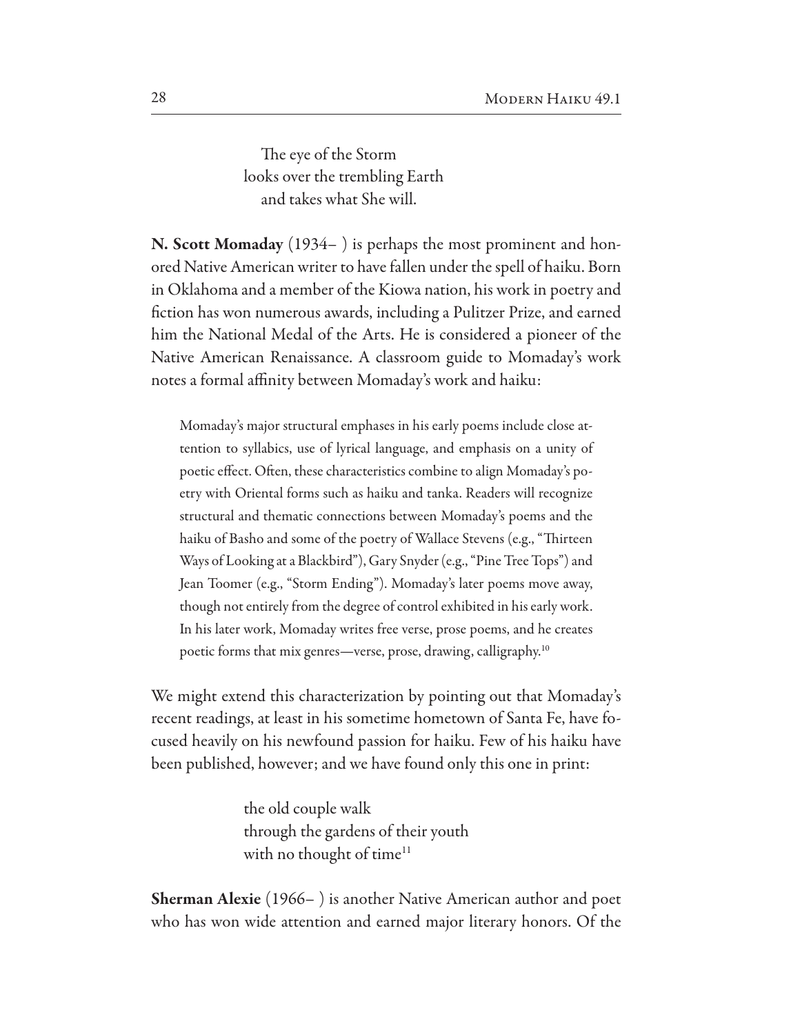The eye of the Storm  
looks over the trembling Earth  
and takes what She will.

**N. Scott Momaday** (1934– ) is perhaps the most prominent and honored Native American writer to have fallen under the spell of haiku. Born in Oklahoma and a member of the Kiowa nation, his work in poetry and fiction has won numerous awards, including a Pulitzer Prize, and earned him the National Medal of the Arts. He is considered a pioneer of the Native American Renaissance. A classroom guide to Momaday's work notes a formal affinity between Momaday's work and haiku:

> Momaday's major structural emphases in his early poems include close attention to syllabics, use of lyrical language, and emphasis on a unity of poetic effect. Often, these characteristics combine to align Momaday's poetry with Oriental forms such as haiku and tanka. Readers will recognize structural and thematic connections between Momaday's poems and the haiku of Basho and some of the poetry of Wallace Stevens (e.g., "Thirteen Ways of Looking at a Blackbird"), Gary Snyder (e.g., "Pine Tree Tops") and Jean Toomer (e.g., "Storm Ending"). Momaday's later poems move away, though not entirely from the degree of control exhibited in his early work. In his later work, Momaday writes free verse, prose poems, and he creates poetic forms that mix genres—verse, prose, drawing, calligraphy.[10]

We might extend this characterization by pointing out that Momaday's recent readings, at least in his sometime hometown of Santa Fe, have focused heavily on his newfound passion for haiku. Few of his haiku have been published, however; and we have found only this one in print:

the old couple walk  
through the gardens of their youth  
with no thought of time[11]

**Sherman Alexie** (1966– ) is another Native American author and poet who has won wide attention and earned major literary honors. Of the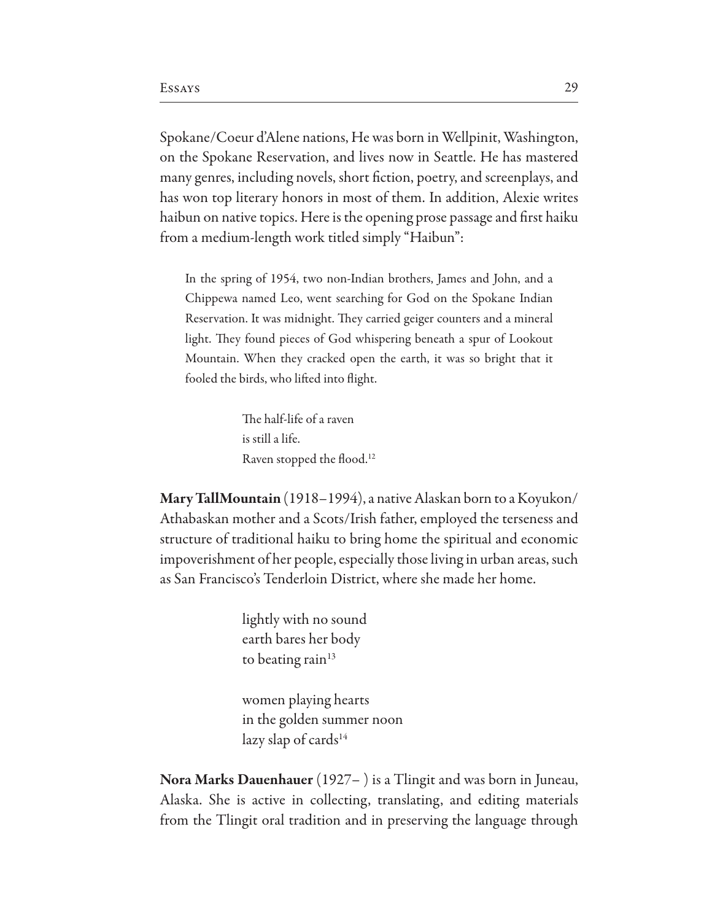Spokane/Coeur d'Alene nations, He was born in Wellpinit, Washington, on the Spokane Reservation, and lives now in Seattle. He has mastered many genres, including novels, short fiction, poetry, and screenplays, and has won top literary honors in most of them. In addition, Alexie writes haibun on native topics. Here is the opening prose passage and first haiku from a medium-length work titled simply "Haibun":

> In the spring of 1954, two non-Indian brothers, James and John, and a Chippewa named Leo, went searching for God on the Spokane Indian Reservation. It was midnight. They carried geiger counters and a mineral light. They found pieces of God whispering beneath a spur of Lookout Mountain. When they cracked open the earth, it was so bright that it fooled the birds, who lifted into flight.
>
> The half-life of a raven
> is still a life.
> Raven stopped the flood.[12]

**Mary TallMountain** (1918–1994), a native Alaskan born to a Koyukon/Athabaskan mother and a Scots/Irish father, employed the terseness and structure of traditional haiku to bring home the spiritual and economic impoverishment of her people, especially those living in urban areas, such as San Francisco's Tenderloin District, where she made her home.

> lightly with no sound
> earth bares her body
> to beating rain[13]

> women playing hearts
> in the golden summer noon
> lazy slap of cards[14]

**Nora Marks Dauenhauer** (1927– ) is a Tlingit and was born in Juneau, Alaska. She is active in collecting, translating, and editing materials from the Tlingit oral tradition and in preserving the language through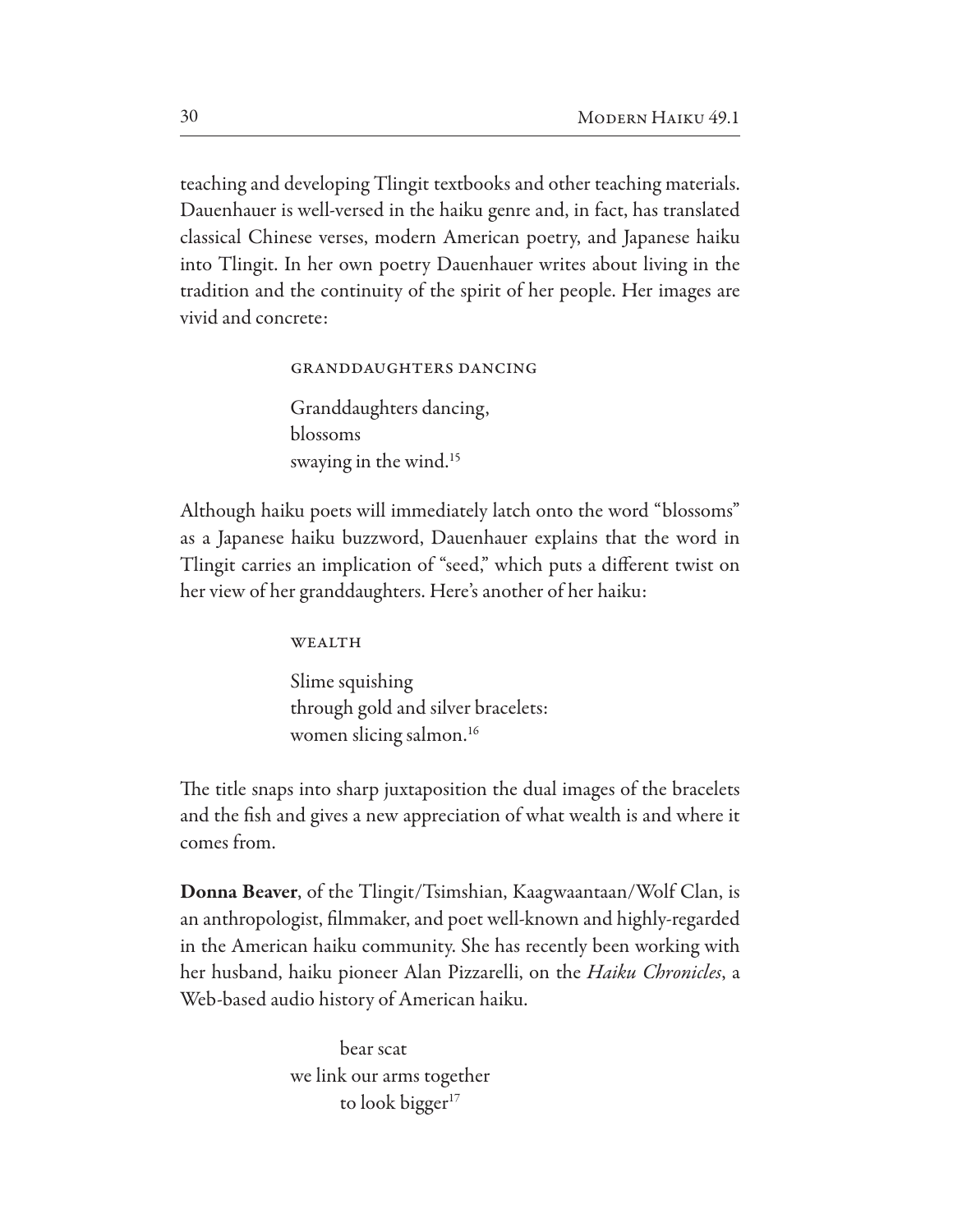teaching and developing Tlingit textbooks and other teaching materials. Dauenhauer is well-versed in the haiku genre and, in fact, has translated classical Chinese verses, modern American poetry, and Japanese haiku into Tlingit. In her own poetry Dauenhauer writes about living in the tradition and the continuity of the spirit of her people. Her images are vivid and concrete:

GRANDDAUGHTERS DANCING

Granddaughters dancing,
blossoms
swaying in the wind.[15]

Although haiku poets will immediately latch onto the word "blossoms" as a Japanese haiku buzzword, Dauenhauer explains that the word in Tlingit carries an implication of "seed," which puts a different twist on her view of her granddaughters. Here's another of her haiku:

WEALTH

Slime squishing
through gold and silver bracelets:
women slicing salmon.[16]

The title snaps into sharp juxtaposition the dual images of the bracelets and the fish and gives a new appreciation of what wealth is and where it comes from.

**Donna Beaver**, of the Tlingit/Tsimshian, Kaagwaantaan/Wolf Clan, is an anthropologist, filmmaker, and poet well-known and highly-regarded in the American haiku community. She has recently been working with her husband, haiku pioneer Alan Pizzarelli, on the *Haiku Chronicles*, a Web-based audio history of American haiku.

bear scat
we link our arms together
to look bigger[17]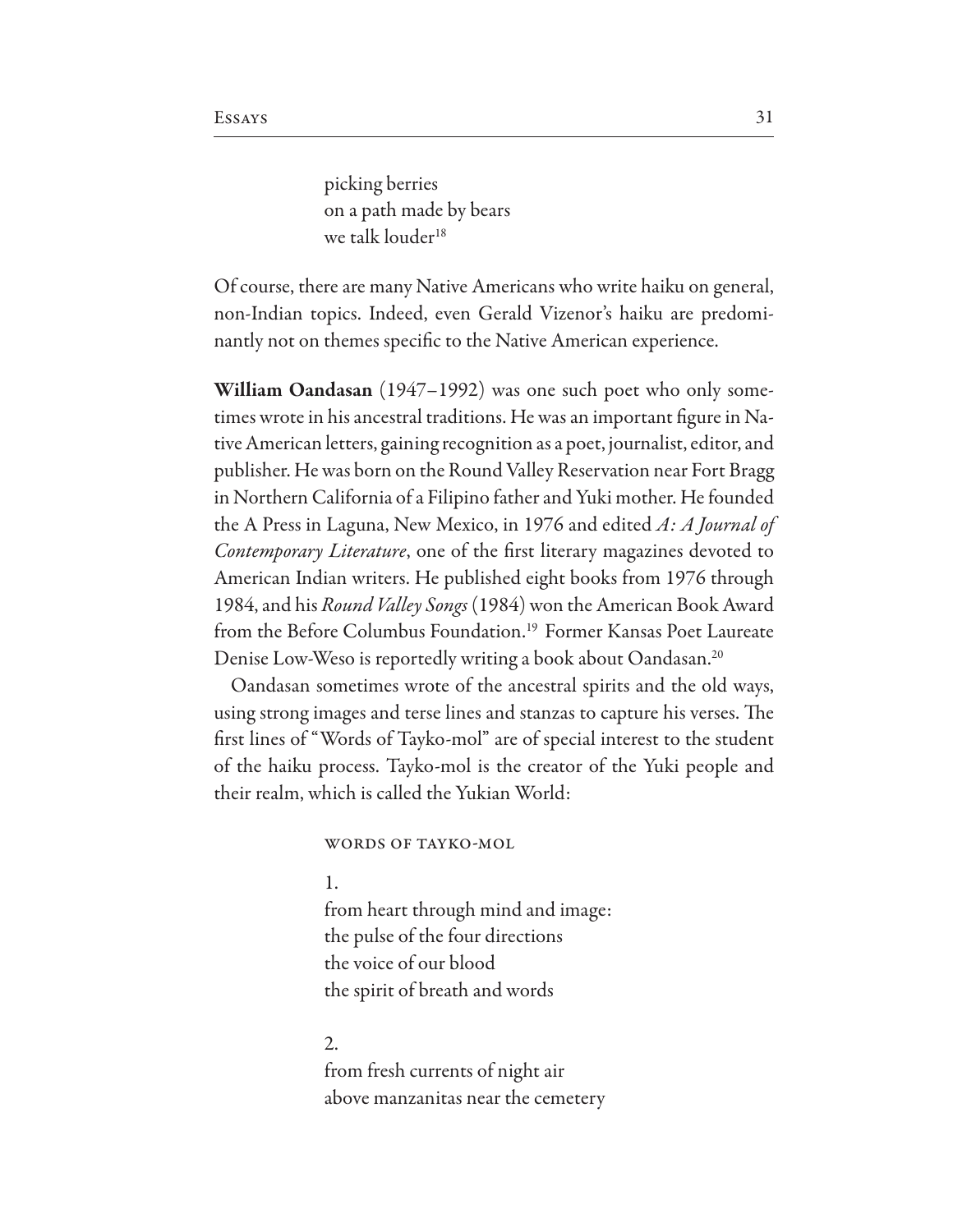picking berries
on a path made by bears
we talk louder[18]

Of course, there are many Native Americans who write haiku on general, non-Indian topics. Indeed, even Gerald Vizenor's haiku are predominantly not on themes specific to the Native American experience.

**William Oandasan** (1947–1992) was one such poet who only sometimes wrote in his ancestral traditions. He was an important figure in Native American letters, gaining recognition as a poet, journalist, editor, and publisher. He was born on the Round Valley Reservation near Fort Bragg in Northern California of a Filipino father and Yuki mother. He founded the A Press in Laguna, New Mexico, in 1976 and edited *A: A Journal of Contemporary Literature*, one of the first literary magazines devoted to American Indian writers. He published eight books from 1976 through 1984, and his *Round Valley Songs* (1984) won the American Book Award from the Before Columbus Foundation.[19] Former Kansas Poet Laureate Denise Low-Weso is reportedly writing a book about Oandasan.[20]

Oandasan sometimes wrote of the ancestral spirits and the old ways, using strong images and terse lines and stanzas to capture his verses. The first lines of "Words of Tayko-mol" are of special interest to the student of the haiku process. Tayko-mol is the creator of the Yuki people and their realm, which is called the Yukian World:

WORDS OF TAYKO-MOL

1.
from heart through mind and image:
the pulse of the four directions
the voice of our blood
the spirit of breath and words

2.
from fresh currents of night air
above manzanitas near the cemetery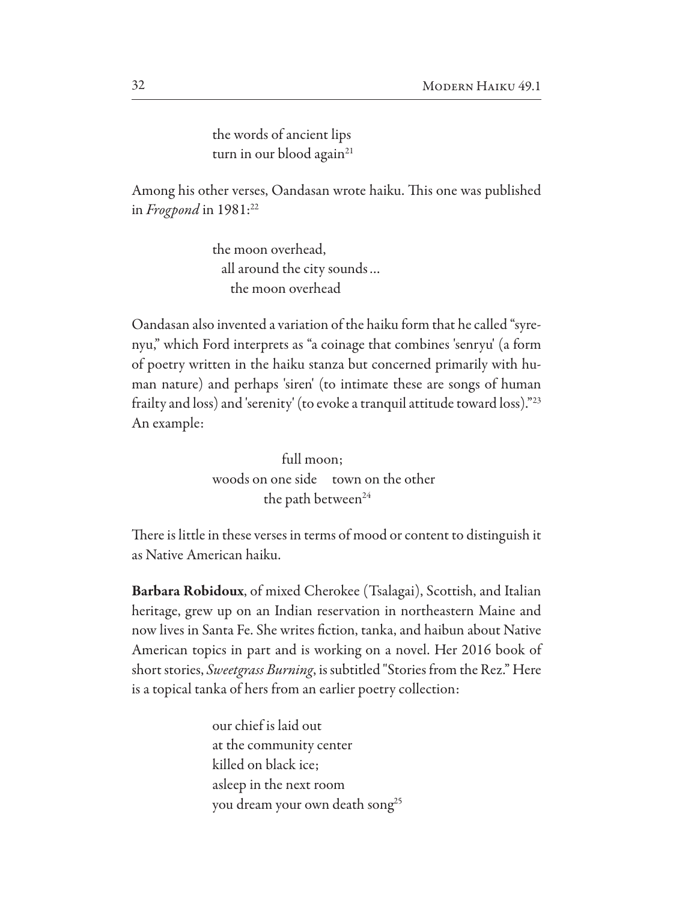the words of ancient lips
turn in our blood again[21]

Among his other verses, Oandasan wrote haiku. This one was published in *Frogpond* in 1981:[22]

the moon overhead,
  all around the city sounds …
    the moon overhead

Oandasan also invented a variation of the haiku form that he called "syrenyu," which Ford interprets as "a coinage that combines 'senryu' (a form of poetry written in the haiku stanza but concerned primarily with human nature) and perhaps 'siren' (to intimate these are songs of human frailty and loss) and 'serenity' (to evoke a tranquil attitude toward loss)."[23] An example:

full moon;
woods on one side    town on the other
the path between[24]

There is little in these verses in terms of mood or content to distinguish it as Native American haiku.

**Barbara Robidoux**, of mixed Cherokee (Tsalagai), Scottish, and Italian heritage, grew up on an Indian reservation in northeastern Maine and now lives in Santa Fe. She writes fiction, tanka, and haibun about Native American topics in part and is working on a novel. Her 2016 book of short stories, *Sweetgrass Burning*, is subtitled "Stories from the Rez." Here is a topical tanka of hers from an earlier poetry collection:

our chief is laid out
at the community center
killed on black ice;
asleep in the next room
you dream your own death song[25]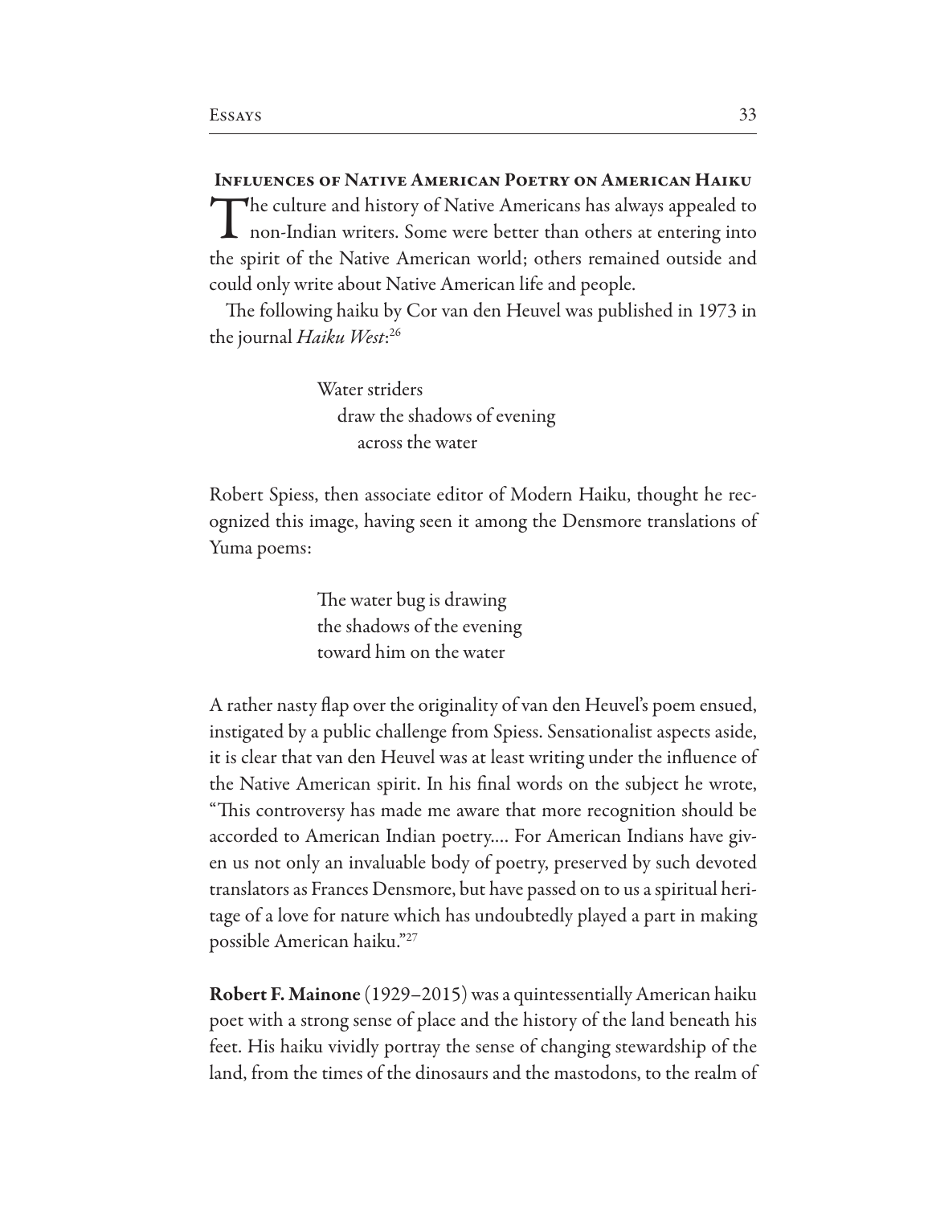## Influences of Native American Poetry on American Haiku

The culture and history of Native Americans has always appealed to non-Indian writers. Some were better than others at entering into the spirit of the Native American world; others remained outside and could only write about Native American life and people.

The following haiku by Cor van den Heuvel was published in 1973 in the journal *Haiku West*:[26]

> Water striders
> draw the shadows of evening
> across the water

Robert Spiess, then associate editor of Modern Haiku, thought he recognized this image, having seen it among the Densmore translations of Yuma poems:

> The water bug is drawing
> the shadows of the evening
> toward him on the water

A rather nasty flap over the originality of van den Heuvel's poem ensued, instigated by a public challenge from Spiess. Sensationalist aspects aside, it is clear that van den Heuvel was at least writing under the influence of the Native American spirit. In his final words on the subject he wrote, "This controversy has made me aware that more recognition should be accorded to American Indian poetry.... For American Indians have given us not only an invaluable body of poetry, preserved by such devoted translators as Frances Densmore, but have passed on to us a spiritual heritage of a love for nature which has undoubtedly played a part in making possible American haiku."[27]

**Robert F. Mainone** (1929–2015) was a quintessentially American haiku poet with a strong sense of place and the history of the land beneath his feet. His haiku vividly portray the sense of changing stewardship of the land, from the times of the dinosaurs and the mastodons, to the realm of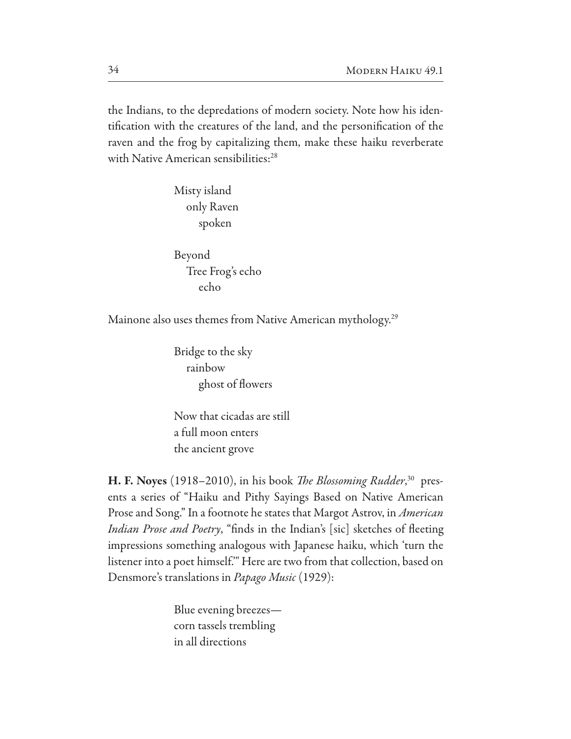the Indians, to the depredations of modern society. Note how his identification with the creatures of the land, and the personification of the raven and the frog by capitalizing them, make these haiku reverberate with Native American sensibilities:[28]

> Misty island  
> only Raven  
> spoken

> Beyond  
> Tree Frog's echo  
> echo

Mainone also uses themes from Native American mythology.[29]

> Bridge to the sky  
> rainbow  
> ghost of flowers

> Now that cicadas are still  
> a full moon enters  
> the ancient grove

**H. F. Noyes** (1918–2010), in his book *The Blossoming Rudder*,[30] presents a series of "Haiku and Pithy Sayings Based on Native American Prose and Song." In a footnote he states that Margot Astrov, in *American Indian Prose and Poetry*, "finds in the Indian's [sic] sketches of fleeting impressions something analogous with Japanese haiku, which 'turn the listener into a poet himself.'" Here are two from that collection, based on Densmore's translations in *Papago Music* (1929):

> Blue evening breezes—  
> corn tassels trembling  
> in all directions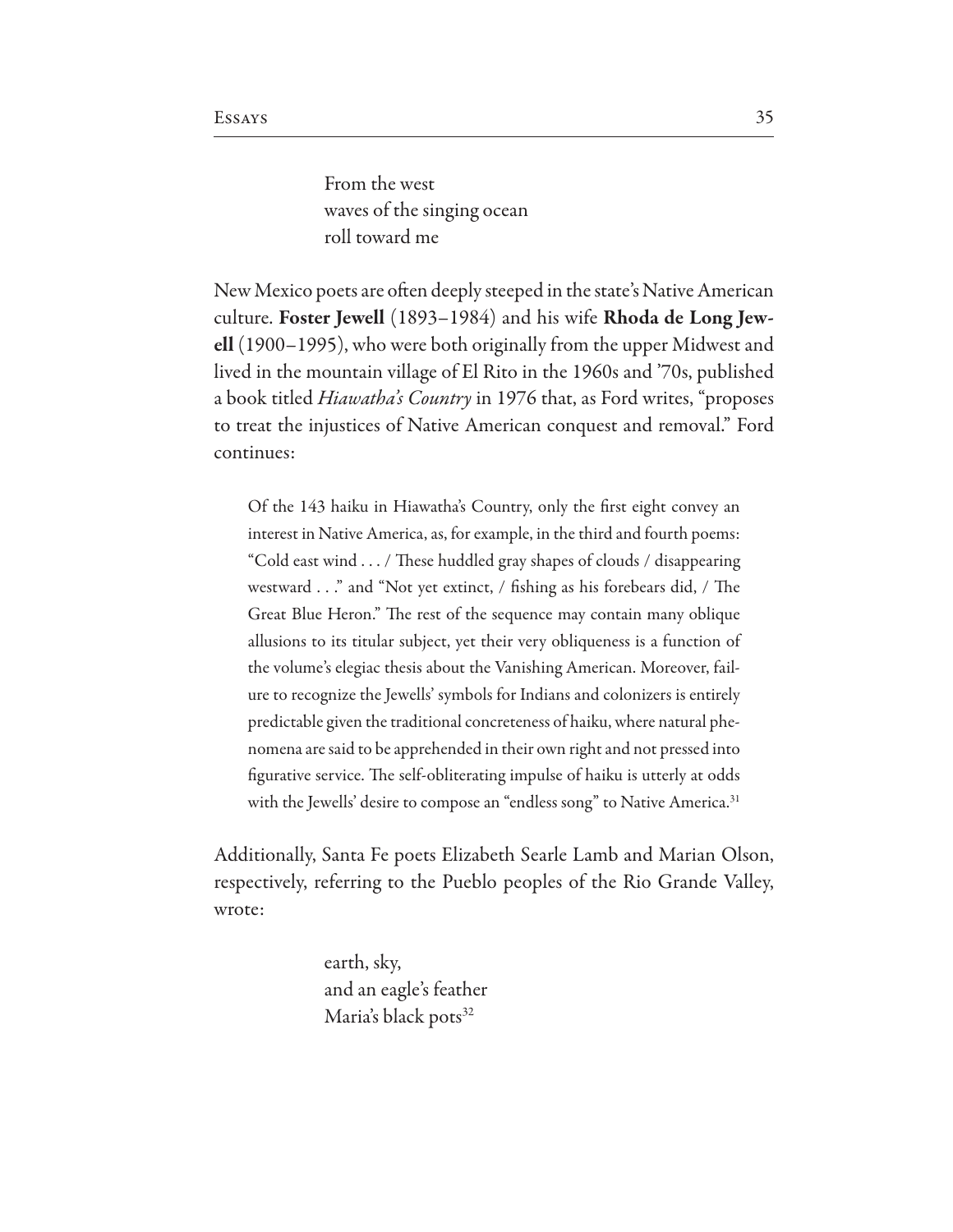From the west  
waves of the singing ocean  
roll toward me

New Mexico poets are often deeply steeped in the state's Native American culture. **Foster Jewell** (1893–1984) and his wife **Rhoda de Long Jewell** (1900–1995), who were both originally from the upper Midwest and lived in the mountain village of El Rito in the 1960s and '70s, published a book titled *Hiawatha's Country* in 1976 that, as Ford writes, "proposes to treat the injustices of Native American conquest and removal." Ford continues:

> Of the 143 haiku in Hiawatha's Country, only the first eight convey an interest in Native America, as, for example, in the third and fourth poems: "Cold east wind . . . / These huddled gray shapes of clouds / disappearing westward . . ." and "Not yet extinct, / fishing as his forebears did, / The Great Blue Heron." The rest of the sequence may contain many oblique allusions to its titular subject, yet their very obliqueness is a function of the volume's elegiac thesis about the Vanishing American. Moreover, failure to recognize the Jewells' symbols for Indians and colonizers is entirely predictable given the traditional concreteness of haiku, where natural phenomena are said to be apprehended in their own right and not pressed into figurative service. The self-obliterating impulse of haiku is utterly at odds with the Jewells' desire to compose an "endless song" to Native America.[31]

Additionally, Santa Fe poets Elizabeth Searle Lamb and Marian Olson, respectively, referring to the Pueblo peoples of the Rio Grande Valley, wrote:

earth, sky,  
and an eagle's feather  
Maria's black pots[32]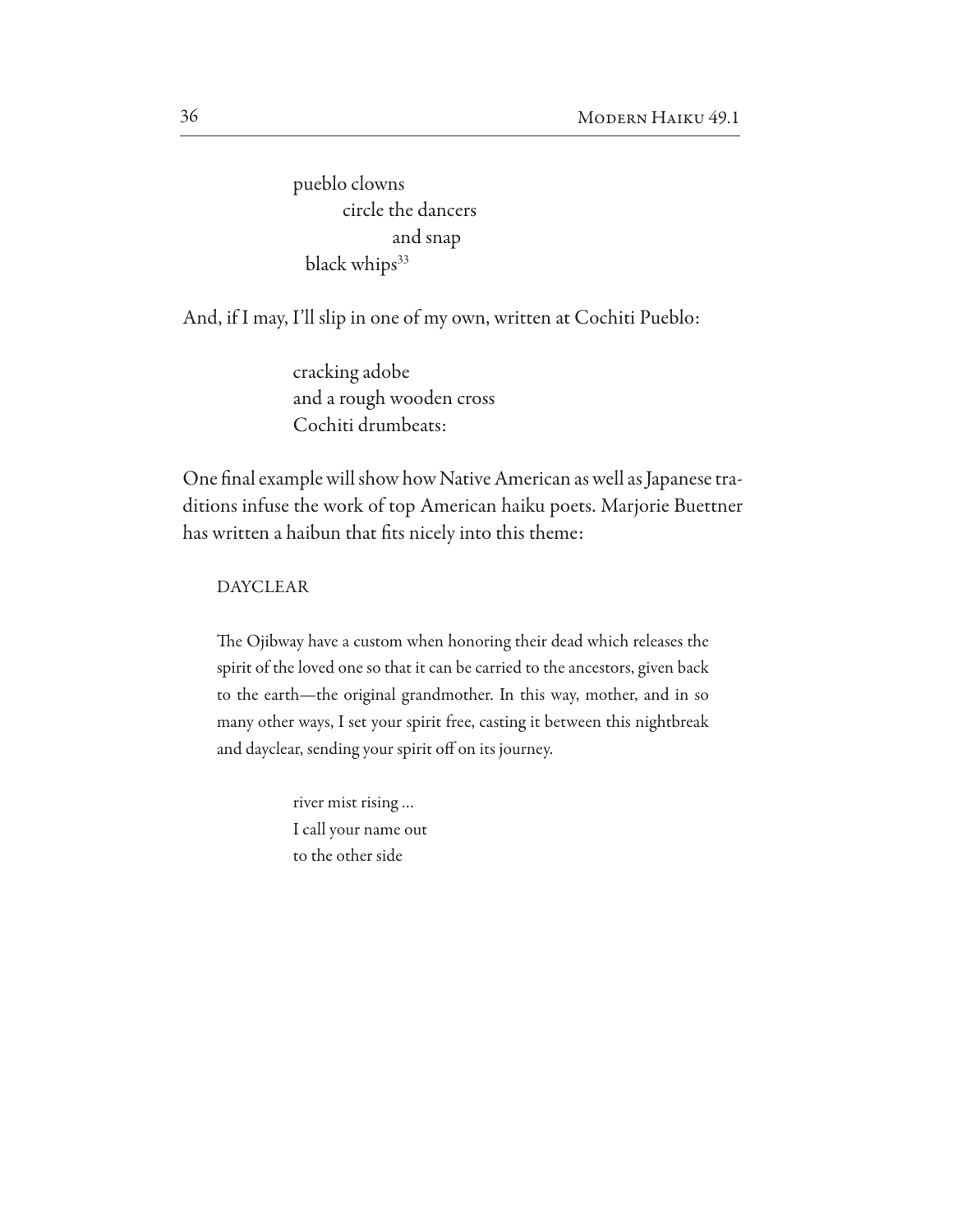pueblo clowns
        circle the dancers
                and snap
  black whips[33]

And, if I may, I'll slip in one of my own, written at Cochiti Pueblo:

cracking adobe
and a rough wooden cross
Cochiti drumbeats:

One final example will show how Native American as well as Japanese traditions infuse the work of top American haiku poets. Marjorie Buettner has written a haibun that fits nicely into this theme:

DAYCLEAR

The Ojibway have a custom when honoring their dead which releases the spirit of the loved one so that it can be carried to the ancestors, given back to the earth—the original grandmother. In this way, mother, and in so many other ways, I set your spirit free, casting it between this nightbreak and dayclear, sending your spirit off on its journey.

river mist rising …
I call your name out
to the other side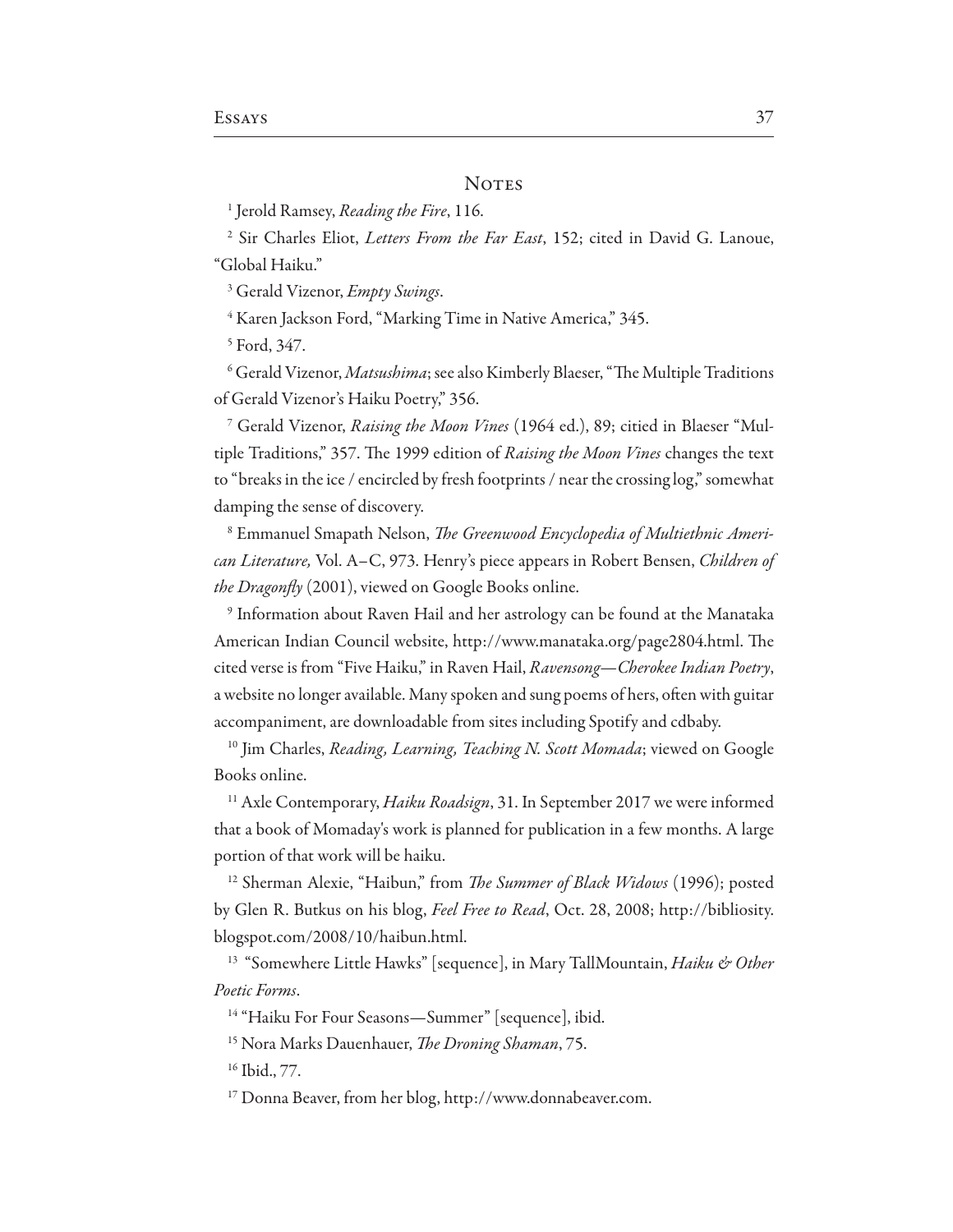## Notes

[1] Jerold Ramsey, *Reading the Fire*, 116.

[2] Sir Charles Eliot, *Letters From the Far East*, 152; cited in David G. Lanoue, "Global Haiku."

[3] Gerald Vizenor, *Empty Swings*.

[4] Karen Jackson Ford, "Marking Time in Native America," 345.

[5] Ford, 347.

[6] Gerald Vizenor, *Matsushima*; see also Kimberly Blaeser, "The Multiple Traditions of Gerald Vizenor's Haiku Poetry," 356.

[7] Gerald Vizenor, *Raising the Moon Vines* (1964 ed.), 89; citied in Blaeser "Multiple Traditions," 357. The 1999 edition of *Raising the Moon Vines* changes the text to "breaks in the ice / encircled by fresh footprints / near the crossing log," somewhat damping the sense of discovery.

[8] Emmanuel Smapath Nelson, *The Greenwood Encyclopedia of Multiethnic American Literature,* Vol. A–C, 973. Henry's piece appears in Robert Bensen, *Children of the Dragonfly* (2001), viewed on Google Books online.

[9] Information about Raven Hail and her astrology can be found at the Manataka American Indian Council website, http://www.manataka.org/page2804.html. The cited verse is from "Five Haiku," in Raven Hail, *Ravensong—Cherokee Indian Poetry*, a website no longer available. Many spoken and sung poems of hers, often with guitar accompaniment, are downloadable from sites including Spotify and cdbaby.

[10] Jim Charles, *Reading, Learning, Teaching N. Scott Momada*; viewed on Google Books online.

[11] Axle Contemporary, *Haiku Roadsign*, 31. In September 2017 we were informed that a book of Momaday's work is planned for publication in a few months. A large portion of that work will be haiku.

[12] Sherman Alexie, "Haibun," from *The Summer of Black Widows* (1996); posted by Glen R. Butkus on his blog, *Feel Free to Read*, Oct. 28, 2008; http://bibliosity.blogspot.com/2008/10/haibun.html.

[13] "Somewhere Little Hawks" [sequence], in Mary TallMountain, *Haiku & Other Poetic Forms*.

[14] "Haiku For Four Seasons—Summer" [sequence], ibid.

[15] Nora Marks Dauenhauer, *The Droning Shaman*, 75.

[16] Ibid., 77.

[17] Donna Beaver, from her blog, http://www.donnabeaver.com.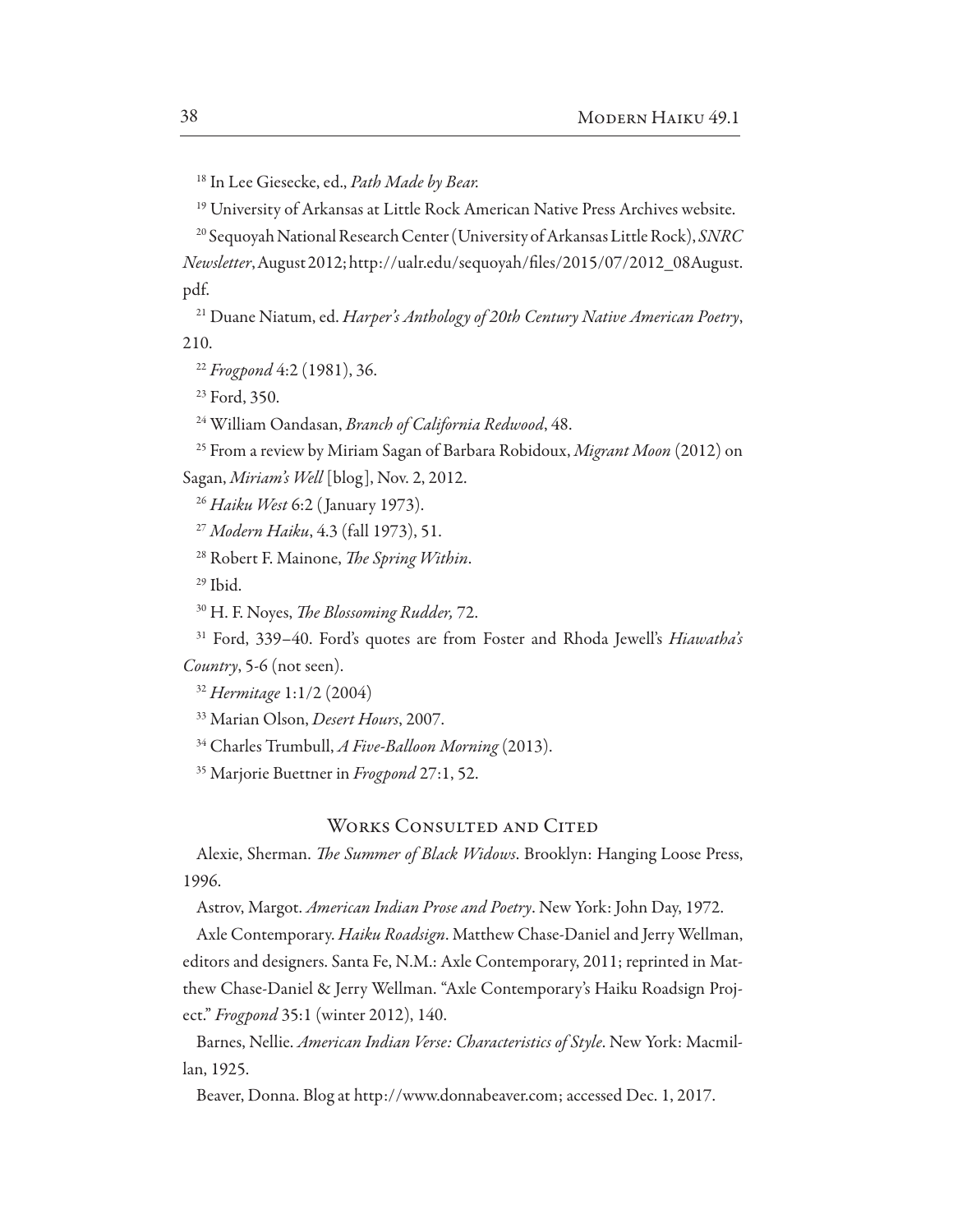[18] In Lee Giesecke, ed., *Path Made by Bear.*

[19] University of Arkansas at Little Rock American Native Press Archives website.

[20] Sequoyah National Research Center (University of Arkansas Little Rock), *SNRC Newsletter*, August 2012; http://ualr.edu/sequoyah/files/2015/07/2012_08August.pdf.

[21] Duane Niatum, ed. *Harper's Anthology of 20th Century Native American Poetry*, 210.

[22] *Frogpond* 4:2 (1981), 36.

[23] Ford, 350.

[24] William Oandasan, *Branch of California Redwood*, 48.

[25] From a review by Miriam Sagan of Barbara Robidoux, *Migrant Moon* (2012) on Sagan, *Miriam's Well* [blog], Nov. 2, 2012.

[26] *Haiku West* 6:2 (January 1973).

[27] *Modern Haiku*, 4.3 (fall 1973), 51.

[28] Robert F. Mainone, *The Spring Within*.

[29] Ibid.

[30] H. F. Noyes, *The Blossoming Rudder,* 72.

[31] Ford, 339–40. Ford's quotes are from Foster and Rhoda Jewell's *Hiawatha's Country*, 5-6 (not seen).

[32] *Hermitage* 1:1/2 (2004)

[33] Marian Olson, *Desert Hours*, 2007.

[34] Charles Trumbull, *A Five-Balloon Morning* (2013).

[35] Marjorie Buettner in *Frogpond* 27:1, 52.

## Works Consulted and Cited

Alexie, Sherman. *The Summer of Black Widows*. Brooklyn: Hanging Loose Press, 1996.

Astrov, Margot. *American Indian Prose and Poetry*. New York: John Day, 1972.

Axle Contemporary. *Haiku Roadsign*. Matthew Chase-Daniel and Jerry Wellman, editors and designers. Santa Fe, N.M.: Axle Contemporary, 2011; reprinted in Matthew Chase-Daniel & Jerry Wellman. "Axle Contemporary's Haiku Roadsign Project." *Frogpond* 35:1 (winter 2012), 140.

Barnes, Nellie. *American Indian Verse: Characteristics of Style*. New York: Macmillan, 1925.

Beaver, Donna. Blog at http://www.donnabeaver.com; accessed Dec. 1, 2017.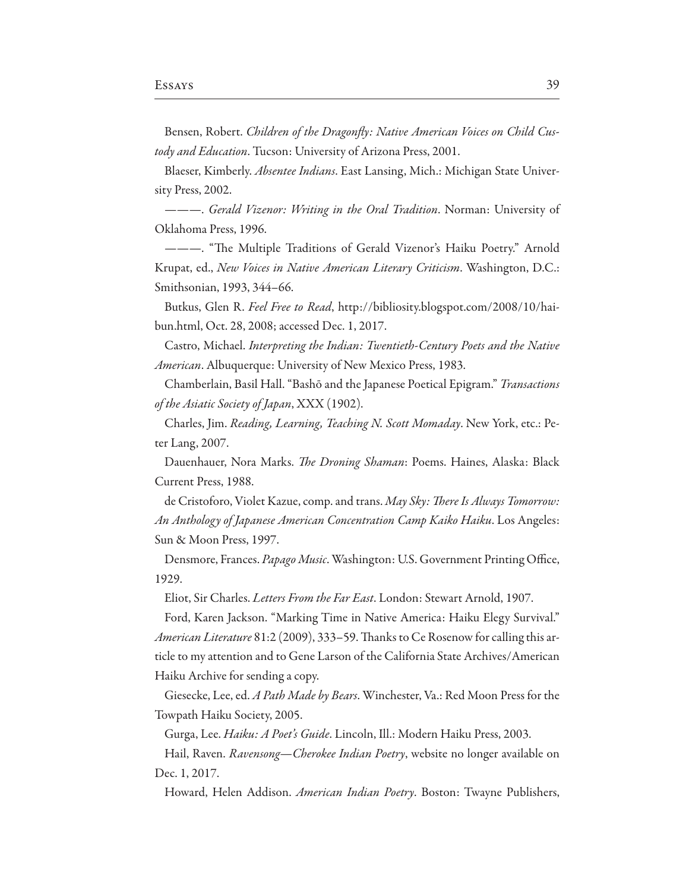Bensen, Robert. *Children of the Dragonfly: Native American Voices on Child Custody and Education*. Tucson: University of Arizona Press, 2001.

Blaeser, Kimberly. *Absentee Indians*. East Lansing, Mich.: Michigan State University Press, 2002.

———. *Gerald Vizenor: Writing in the Oral Tradition*. Norman: University of Oklahoma Press, 1996.

———. "The Multiple Traditions of Gerald Vizenor's Haiku Poetry." Arnold Krupat, ed., *New Voices in Native American Literary Criticism*. Washington, D.C.: Smithsonian, 1993, 344–66.

Butkus, Glen R. *Feel Free to Read*, http://bibliosity.blogspot.com/2008/10/haibun.html, Oct. 28, 2008; accessed Dec. 1, 2017.

Castro, Michael. *Interpreting the Indian: Twentieth-Century Poets and the Native American*. Albuquerque: University of New Mexico Press, 1983.

Chamberlain, Basil Hall. "Bashō and the Japanese Poetical Epigram." *Transactions of the Asiatic Society of Japan*, XXX (1902).

Charles, Jim. *Reading, Learning, Teaching N. Scott Momaday*. New York, etc.: Peter Lang, 2007.

Dauenhauer, Nora Marks. *The Droning Shaman*: Poems. Haines, Alaska: Black Current Press, 1988.

de Cristoforo, Violet Kazue, comp. and trans. *May Sky: There Is Always Tomorrow: An Anthology of Japanese American Concentration Camp Kaiko Haiku*. Los Angeles: Sun & Moon Press, 1997.

Densmore, Frances. *Papago Music*. Washington: U.S. Government Printing Office, 1929.

Eliot, Sir Charles. *Letters From the Far East*. London: Stewart Arnold, 1907.

Ford, Karen Jackson. "Marking Time in Native America: Haiku Elegy Survival." *American Literature* 81:2 (2009), 333–59. Thanks to Ce Rosenow for calling this article to my attention and to Gene Larson of the California State Archives/American Haiku Archive for sending a copy.

Giesecke, Lee, ed. *A Path Made by Bears*. Winchester, Va.: Red Moon Press for the Towpath Haiku Society, 2005.

Gurga, Lee. *Haiku: A Poet's Guide*. Lincoln, Ill.: Modern Haiku Press, 2003.

Hail, Raven. *Ravensong—Cherokee Indian Poetry*, website no longer available on Dec. 1, 2017.

Howard, Helen Addison. *American Indian Poetry*. Boston: Twayne Publishers,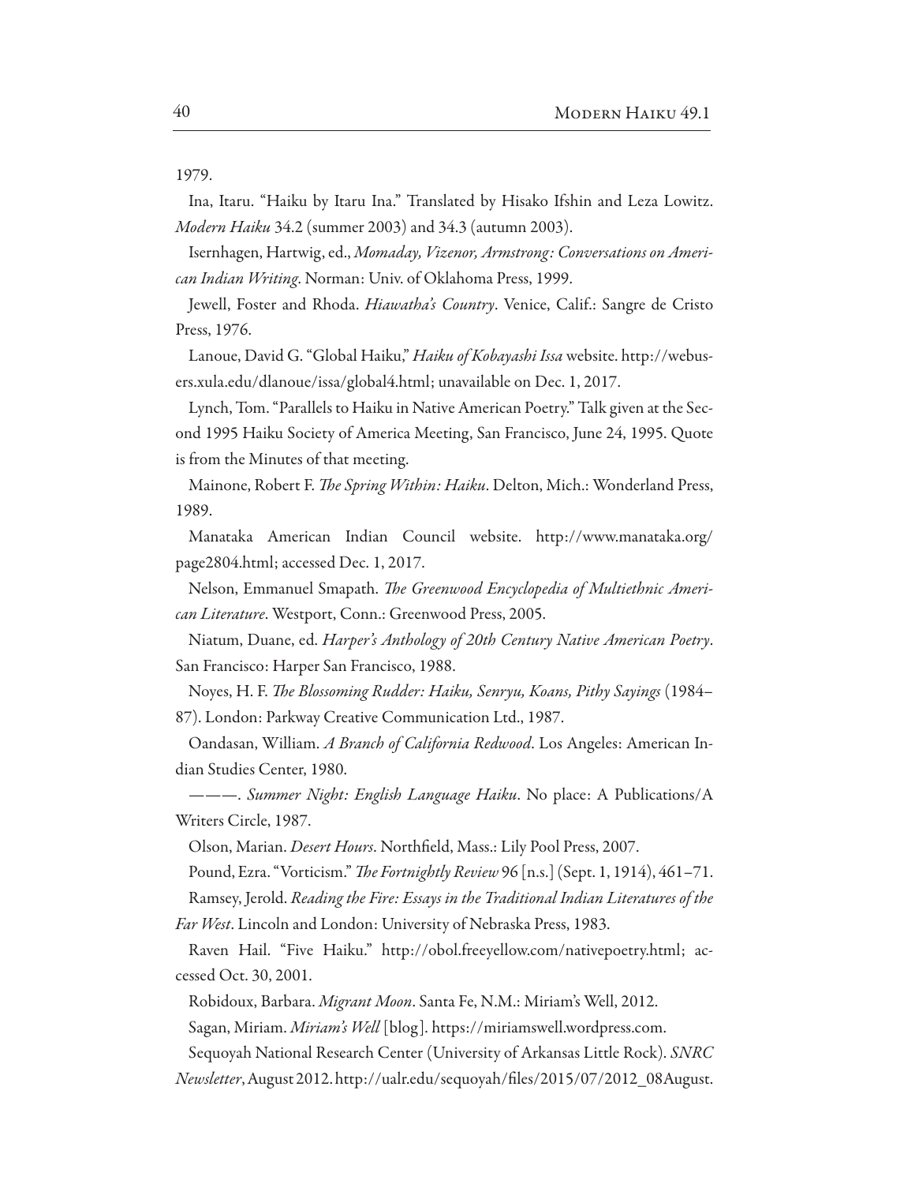1979.

Ina, Itaru. “Haiku by Itaru Ina.” Translated by Hisako Ifshin and Leza Lowitz. *Modern Haiku* 34.2 (summer 2003) and 34.3 (autumn 2003).

Isernhagen, Hartwig, ed., *Momaday, Vizenor, Armstrong: Conversations on American Indian Writing*. Norman: Univ. of Oklahoma Press, 1999.

Jewell, Foster and Rhoda. *Hiawatha's Country*. Venice, Calif.: Sangre de Cristo Press, 1976.

Lanoue, David G. “Global Haiku,” *Haiku of Kobayashi Issa* website. http://webusers.xula.edu/dlanoue/issa/global4.html; unavailable on Dec. 1, 2017.

Lynch, Tom. “Parallels to Haiku in Native American Poetry.” Talk given at the Second 1995 Haiku Society of America Meeting, San Francisco, June 24, 1995. Quote is from the Minutes of that meeting.

Mainone, Robert F. *The Spring Within: Haiku*. Delton, Mich.: Wonderland Press, 1989.

Manataka American Indian Council website. http://www.manataka.org/page2804.html; accessed Dec. 1, 2017.

Nelson, Emmanuel Smapath. *The Greenwood Encyclopedia of Multiethnic American Literature*. Westport, Conn.: Greenwood Press, 2005.

Niatum, Duane, ed. *Harper's Anthology of 20th Century Native American Poetry*. San Francisco: Harper San Francisco, 1988.

Noyes, H. F. *The Blossoming Rudder: Haiku, Senryu, Koans, Pithy Sayings* (1984–87). London: Parkway Creative Communication Ltd., 1987.

Oandasan, William. *A Branch of California Redwood*. Los Angeles: American Indian Studies Center, 1980.

———. *Summer Night: English Language Haiku*. No place: A Publications/A Writers Circle, 1987.

Olson, Marian. *Desert Hours*. Northfield, Mass.: Lily Pool Press, 2007.

Pound, Ezra. “Vorticism.” *The Fortnightly Review* 96 [n.s.] (Sept. 1, 1914), 461–71.

Ramsey, Jerold. *Reading the Fire: Essays in the Traditional Indian Literatures of the Far West*. Lincoln and London: University of Nebraska Press, 1983.

Raven Hail. “Five Haiku.” http://obol.freeyellow.com/nativepoetry.html; accessed Oct. 30, 2001.

Robidoux, Barbara. *Migrant Moon*. Santa Fe, N.M.: Miriam's Well, 2012.

Sagan, Miriam. *Miriam's Well* [blog]. https://miriamswell.wordpress.com.

Sequoyah National Research Center (University of Arkansas Little Rock). *SNRC Newsletter*, August 2012. http://ualr.edu/sequoyah/files/2015/07/2012_08August.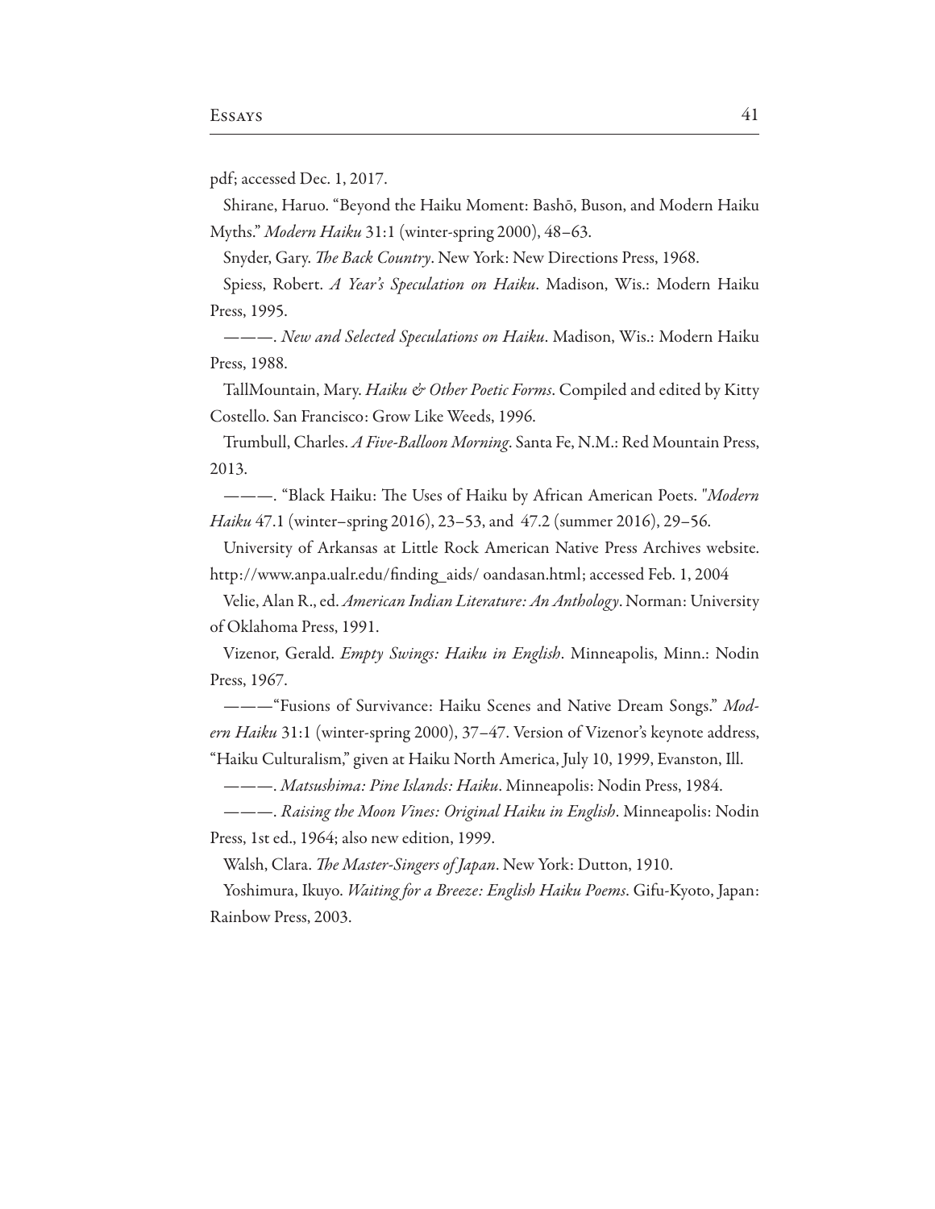pdf; accessed Dec. 1, 2017.

Shirane, Haruo. "Beyond the Haiku Moment: Bashō, Buson, and Modern Haiku Myths." *Modern Haiku* 31:1 (winter-spring 2000), 48–63.

Snyder, Gary. *The Back Country*. New York: New Directions Press, 1968.

Spiess, Robert. *A Year's Speculation on Haiku*. Madison, Wis.: Modern Haiku Press, 1995.

———. *New and Selected Speculations on Haiku*. Madison, Wis.: Modern Haiku Press, 1988.

TallMountain, Mary. *Haiku & Other Poetic Forms*. Compiled and edited by Kitty Costello. San Francisco: Grow Like Weeds, 1996.

Trumbull, Charles. *A Five-Balloon Morning*. Santa Fe, N.M.: Red Mountain Press, 2013.

———. "Black Haiku: The Uses of Haiku by African American Poets. "*Modern Haiku* 47.1 (winter–spring 2016), 23–53, and 47.2 (summer 2016), 29–56.

University of Arkansas at Little Rock American Native Press Archives website. http://www.anpa.ualr.edu/finding_aids/ oandasan.html; accessed Feb. 1, 2004

Velie, Alan R., ed. *American Indian Literature: An Anthology*. Norman: University of Oklahoma Press, 1991.

Vizenor, Gerald. *Empty Swings: Haiku in English*. Minneapolis, Minn.: Nodin Press, 1967.

———"Fusions of Survivance: Haiku Scenes and Native Dream Songs." *Modern Haiku* 31:1 (winter-spring 2000), 37–47. Version of Vizenor's keynote address, "Haiku Culturalism," given at Haiku North America, July 10, 1999, Evanston, Ill.

———. *Matsushima: Pine Islands: Haiku*. Minneapolis: Nodin Press, 1984.

———. *Raising the Moon Vines: Original Haiku in English*. Minneapolis: Nodin Press, 1st ed., 1964; also new edition, 1999.

Walsh, Clara. *The Master-Singers of Japan*. New York: Dutton, 1910.

Yoshimura, Ikuyo. *Waiting for a Breeze: English Haiku Poems*. Gifu-Kyoto, Japan: Rainbow Press, 2003.